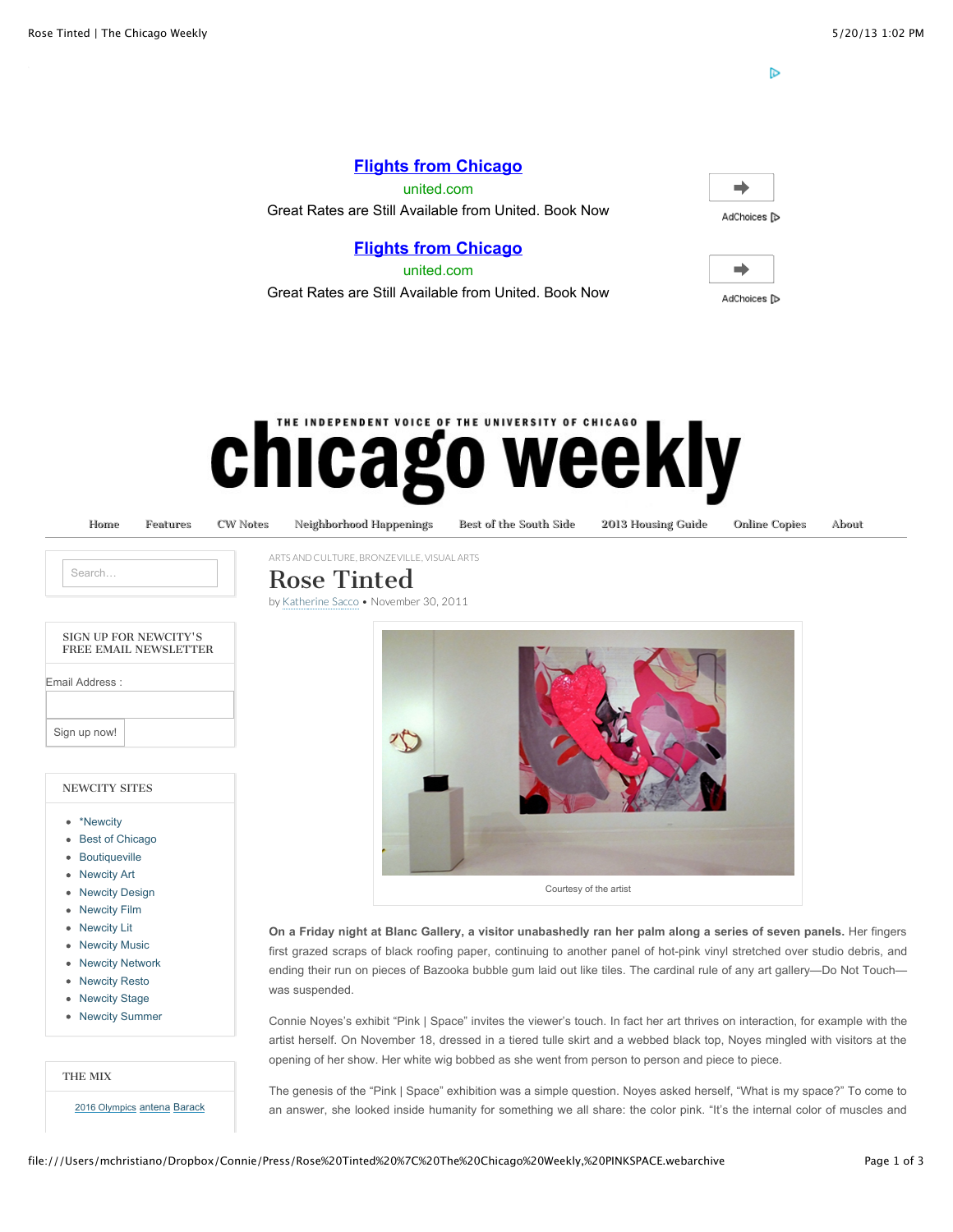**[Flights from Chicago](#)**

united.com

Great Rates are Still Available from United. Book Now

AdChoices

**[Flights from Chicago](#)**

united.com

Great Rates are Still Available from United. Book Now

AdChoices

THE INDEPENDENT VOICE OF THE UNIVERSITY OF CHICAGO

# chicago weekly

Home | Features | CW Notes | Neighborhood Happenings | Best of the South Side | 2013 Housing Guide | Online Copies | About

Search...

SIGN UP FOR NEWCITY'S FREE EMAIL NEWSLETTER

Email Address :

Sign up now!

NEWCITY SITES

- *Newcity
- Best of Chicago
- Boutiqueville
- Newcity Art
- Newcity Design
- Newcity Film
- Newcity Lit
- Newcity Music
- Newcity Network
- Newcity Resto
- Newcity Stage
- Newcity Summer

THE MIX

2016 Olympics antena Barack

ARTS AND CULTURE, BRONZEVILLE, VISUAL ARTS

# Rose Tinted

by Katherine Sacco • November 30, 2011

Courtesy of the artist

**On a Friday night at Blanc Gallery, a visitor unabashedly ran her palm along a series of seven panels.** Her fingers first grazed scraps of black roofing paper, continuing to another panel of hot-pink vinyl stretched over studio debris, and ending their run on pieces of Bazooka bubble gum laid out like tiles. The cardinal rule of any art gallery—Do Not Touch—was suspended.

Connie Noyes's exhibit "Pink | Space" invites the viewer's touch. In fact her art thrives on interaction, for example with the artist herself. On November 18, dressed in a tiered tulle skirt and a webbed black top, Noyes mingled with visitors at the opening of her show. Her white wig bobbed as she went from person to person and piece to piece.

The genesis of the "Pink | Space" exhibition was a simple question. Noyes asked herself, "What is my space?" To come to an answer, she looked inside humanity for something we all share: the color pink. "It's the internal color of muscles and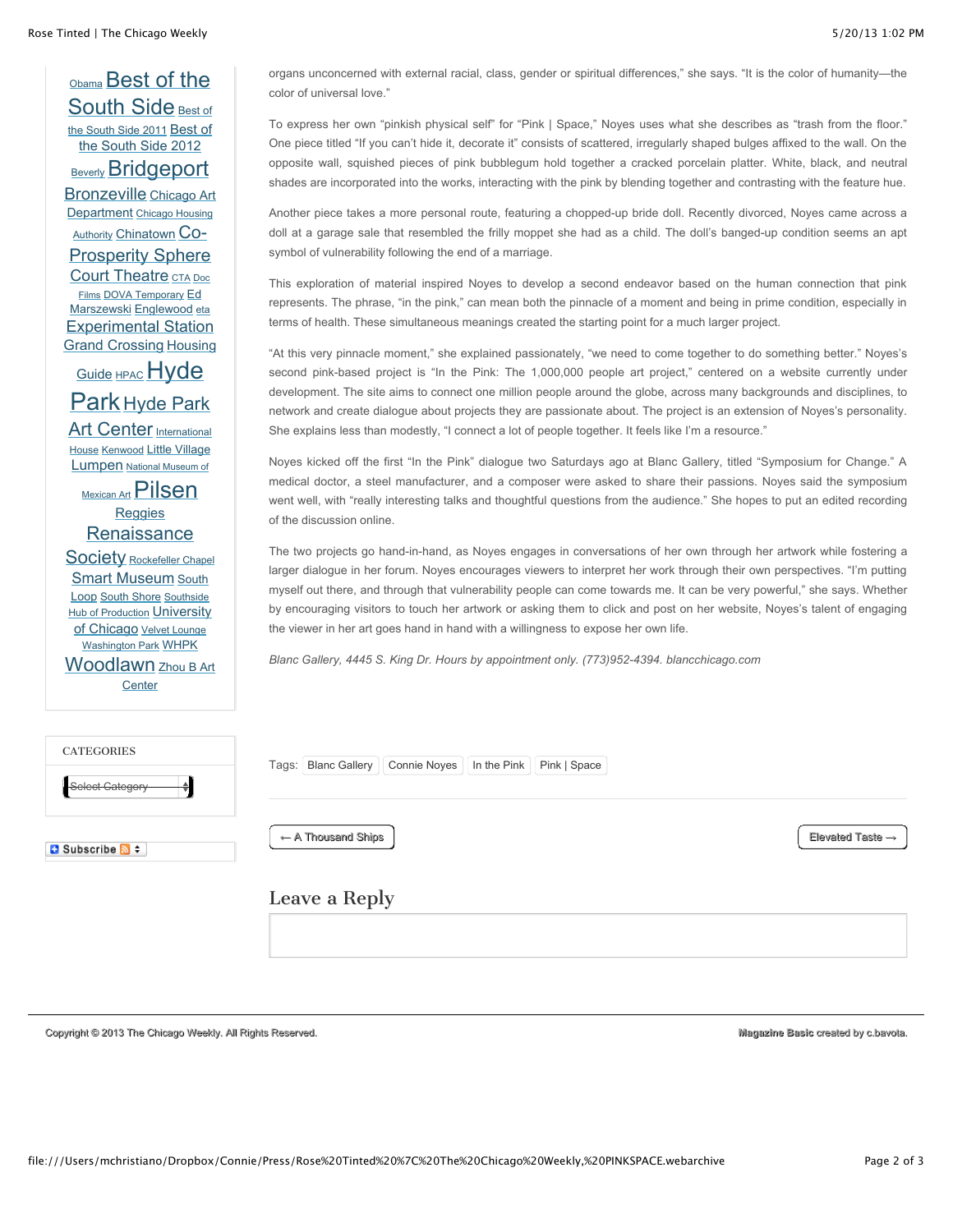Obama Best of the South Side Best of the South Side 2011 Best of the South Side 2012 Beverly Bridgeport Bronzeville Chicago Art Department Chicago Housing Authority Chinatown Co-Prosperity Sphere Court Theatre CTA Doc Films DOVA Temporary Ed Marszewski Englewood eta Experimental Station Grand Crossing Housing Guide HPAC Hyde Park Hyde Park Art Center International House Kenwood Little Village Lumpen National Museum of Mexican Art Pilsen Reggies Renaissance Society Rockefeller Chapel Smart Museum South Loop South Shore Southside Hub of Production University of Chicago Velvet Lounge Washington Park WHPK Woodlawn Zhou B Art Center

CATEGORIES

Select Category

Subscribe

organs unconcerned with external racial, class, gender or spiritual differences," she says. "It is the color of humanity—the color of universal love."

To express her own "pinkish physical self" for "Pink | Space," Noyes uses what she describes as "trash from the floor." One piece titled "If you can't hide it, decorate it" consists of scattered, irregularly shaped bulges affixed to the wall. On the opposite wall, squished pieces of pink bubblegum hold together a cracked porcelain platter. White, black, and neutral shades are incorporated into the works, interacting with the pink by blending together and contrasting with the feature hue.

Another piece takes a more personal route, featuring a chopped-up bride doll. Recently divorced, Noyes came across a doll at a garage sale that resembled the frilly moppet she had as a child. The doll's banged-up condition seems an apt symbol of vulnerability following the end of a marriage.

This exploration of material inspired Noyes to develop a second endeavor based on the human connection that pink represents. The phrase, "in the pink," can mean both the pinnacle of a moment and being in prime condition, especially in terms of health. These simultaneous meanings created the starting point for a much larger project.

"At this very pinnacle moment," she explained passionately, "we need to come together to do something better." Noyes's second pink-based project is "In the Pink: The 1,000,000 people art project," centered on a website currently under development. The site aims to connect one million people around the globe, across many backgrounds and disciplines, to network and create dialogue about projects they are passionate about. The project is an extension of Noyes's personality. She explains less than modestly, "I connect a lot of people together. It feels like I'm a resource."

Noyes kicked off the first "In the Pink" dialogue two Saturdays ago at Blanc Gallery, titled "Symposium for Change." A medical doctor, a steel manufacturer, and a composer were asked to share their passions. Noyes said the symposium went well, with "really interesting talks and thoughtful questions from the audience." She hopes to put an edited recording of the discussion online.

The two projects go hand-in-hand, as Noyes engages in conversations of her own through her artwork while fostering a larger dialogue in her forum. Noyes encourages viewers to interpret her work through their own perspectives. "I'm putting myself out there, and through that vulnerability people can come towards me. It can be very powerful," she says. Whether by encouraging visitors to touch her artwork or asking them to click and post on her website, Noyes's talent of engaging the viewer in her art goes hand in hand with a willingness to expose her own life.

*Blanc Gallery, 4445 S. King Dr. Hours by appointment only. (773)952-4394. blancchicago.com*

Tags: Blanc Gallery | Connie Noyes | In the Pink | Pink | Space

← A Thousand Ships

Elevated Taste →

## Leave a Reply

Copyright © 2013 The Chicago Weekly. All Rights Reserved.

Magazine Basic created by c.bavota.